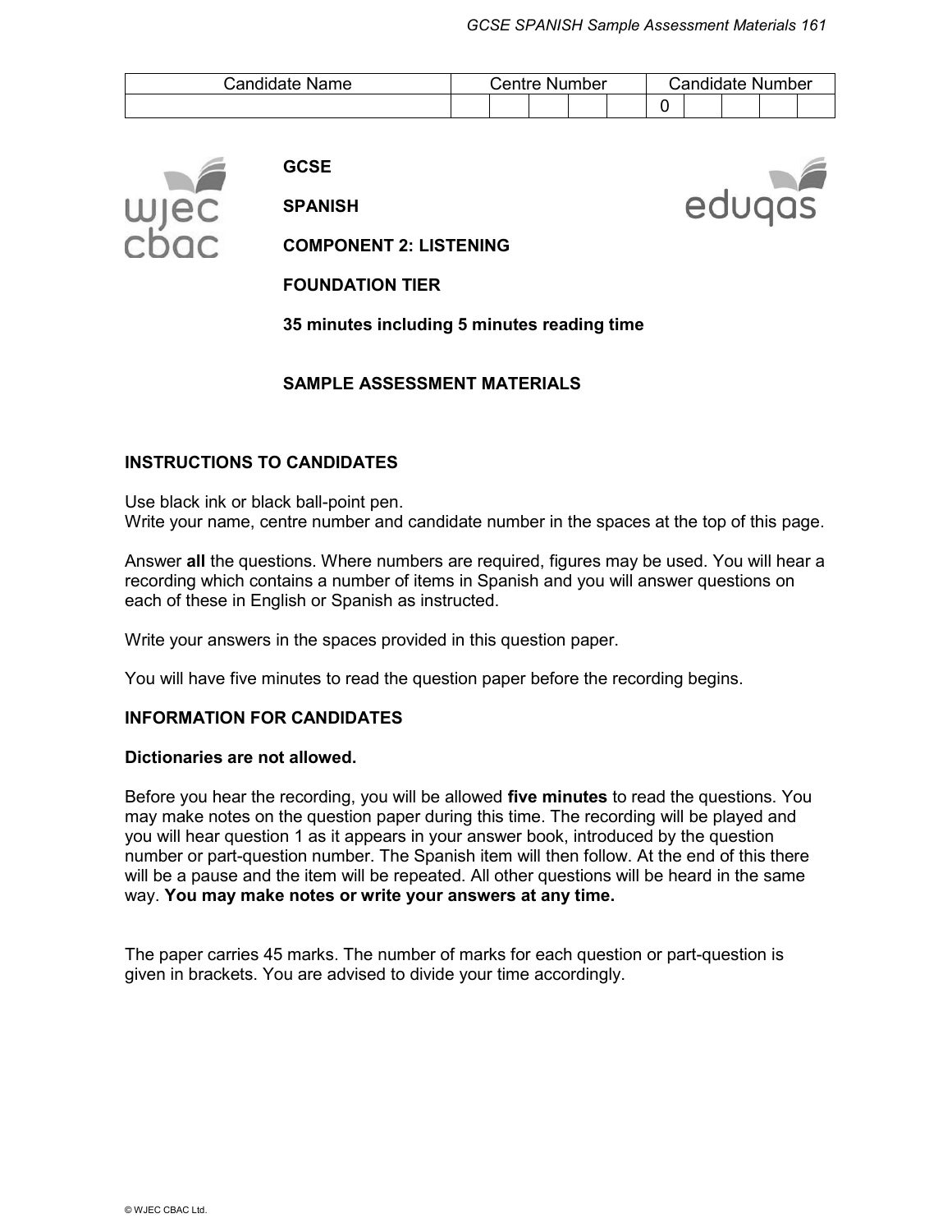| Candidate Name | Centre Number | | | | | Candidate Number | | | | |
|---|---|---|---|---|---|---|---|---|---|---|
| | | | | | | 0 | | | | |

**GCSE**

**SPANISH**

**COMPONENT 2: LISTENING**

**FOUNDATION TIER**

**35 minutes including 5 minutes reading time**

**SAMPLE ASSESSMENT MATERIALS**

## INSTRUCTIONS TO CANDIDATES

Use black ink or black ball-point pen.
Write your name, centre number and candidate number in the spaces at the top of this page.

Answer **all** the questions. Where numbers are required, figures may be used. You will hear a recording which contains a number of items in Spanish and you will answer questions on each of these in English or Spanish as instructed.

Write your answers in the spaces provided in this question paper.

You will have five minutes to read the question paper before the recording begins.

## INFORMATION FOR CANDIDATES

**Dictionaries are not allowed.**

Before you hear the recording, you will be allowed **five minutes** to read the questions. You may make notes on the question paper during this time. The recording will be played and you will hear question 1 as it appears in your answer book, introduced by the question number or part-question number. The Spanish item will then follow. At the end of this there will be a pause and the item will be repeated. All other questions will be heard in the same way. **You may make notes or write your answers at any time.**

The paper carries 45 marks. The number of marks for each question or part-question is given in brackets. You are advised to divide your time accordingly.

© WJEC CBAC Ltd.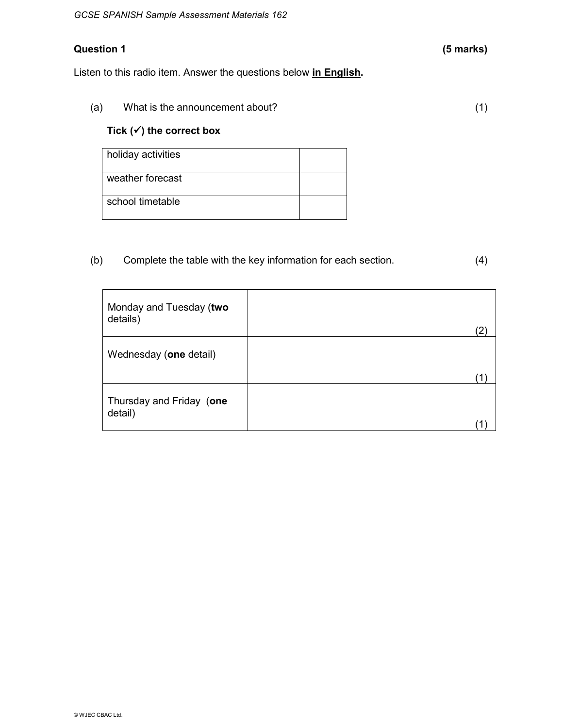**Question 1** **(5 marks)**

Listen to this radio item. Answer the questions below **in English.**

(a) What is the announcement about? (1)

**Tick (✓) the correct box**

| | |
|---|---|
| holiday activities | |
| weather forecast | |
| school timetable | |

(b) Complete the table with the key information for each section. (4)

| | |
|---|---|
| Monday and Tuesday (**two** details) | (2) |
| Wednesday (**one** detail) | (1) |
| Thursday and Friday (**one** detail) | (1) |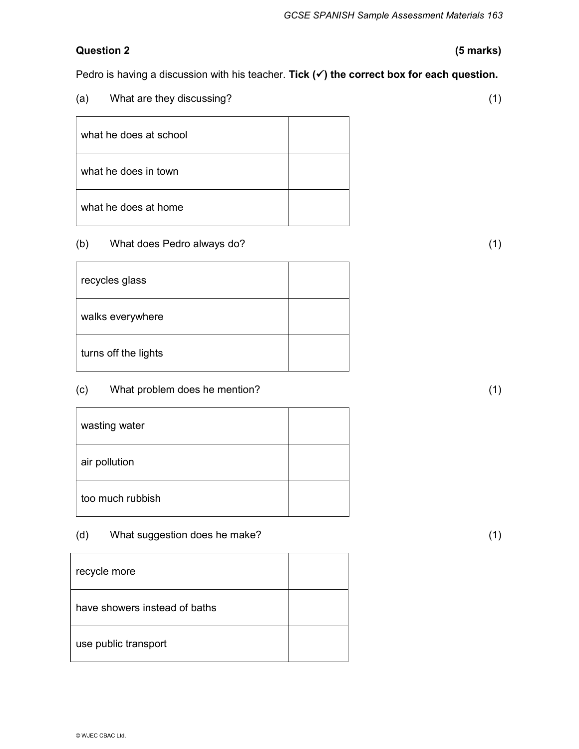**Question 2** **(5 marks)**

Pedro is having a discussion with his teacher. **Tick (✓) the correct box for each question.**

(a) What are they discussing? (1)

| | |
|---|---|
| what he does at school | |
| what he does in town | |
| what he does at home | |

(b) What does Pedro always do? (1)

| | |
|---|---|
| recycles glass | |
| walks everywhere | |
| turns off the lights | |

(c) What problem does he mention? (1)

| | |
|---|---|
| wasting water | |
| air pollution | |
| too much rubbish | |

(d) What suggestion does he make? (1)

| | |
|---|---|
| recycle more | |
| have showers instead of baths | |
| use public transport | |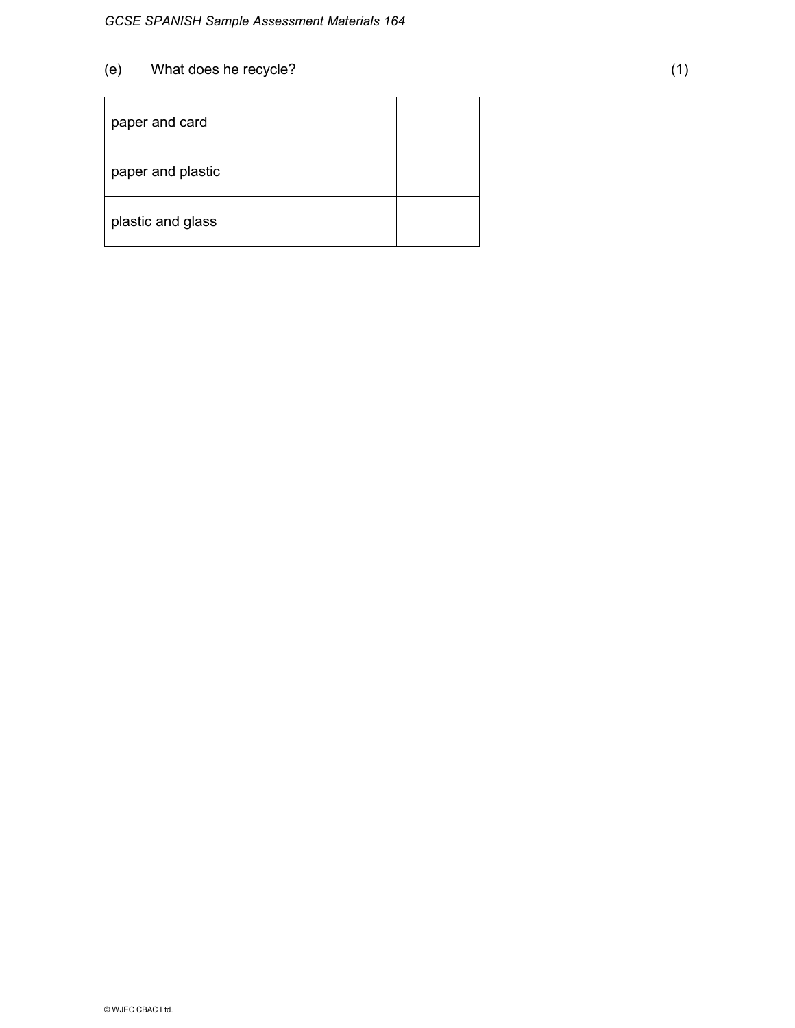(e) What does he recycle? (1)

| | |
|---|---|
| paper and card | |
| paper and plastic | |
| plastic and glass | |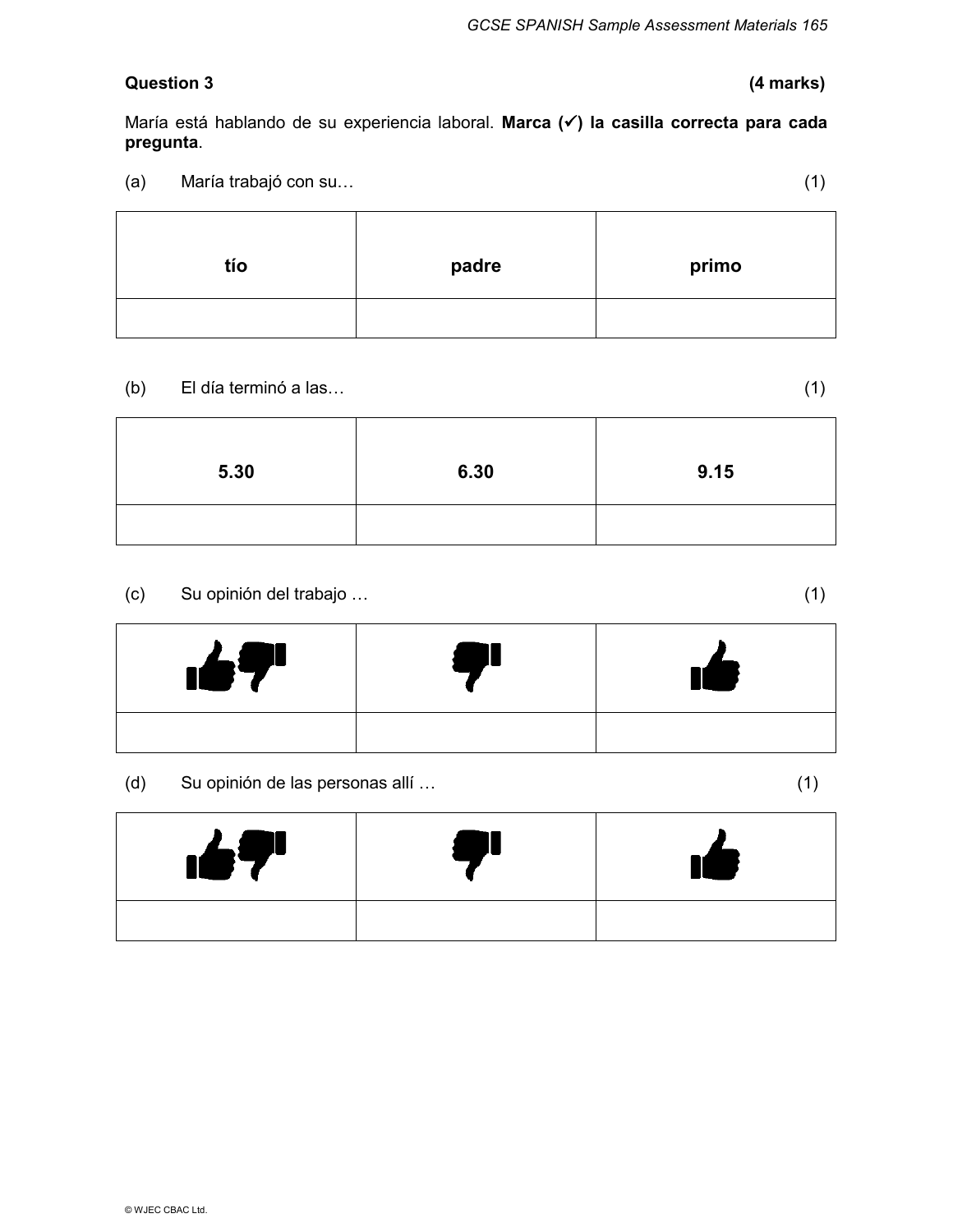**Question 3** **(4 marks)**

María está hablando de su experiencia laboral. **Marca (✓) la casilla correcta para cada pregunta**.

(a) María trabajó con su… (1)

| tío | padre | primo |
|---|---|---|
| | | |

(b) El día terminó a las… (1)

| 5.30 | 6.30 | 9.15 |
|---|---|---|
| | | |

(c) Su opinión del trabajo … (1)

| 👍👎 | 👎 | 👍 |
|---|---|---|
| | | |

(d) Su opinión de las personas allí … (1)

| 👍👎 | 👎 | 👍 |
|---|---|---|
| | | |

© WJEC CBAC Ltd.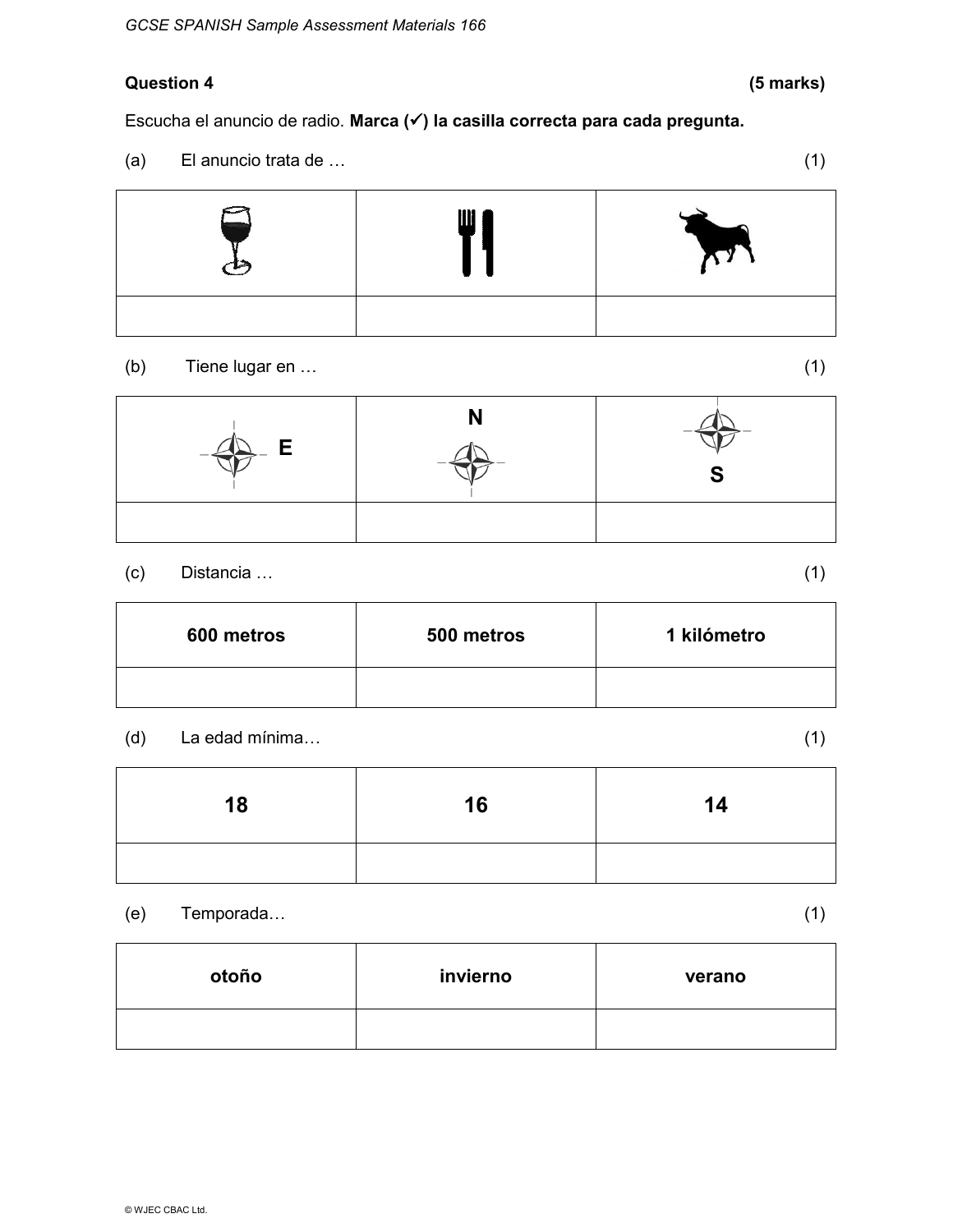**Question 4** **(5 marks)**

Escucha el anuncio de radio. **Marca (✓) la casilla correcta para cada pregunta.**

(a) El anuncio trata de … (1)

| | | |
|---|---|---|
| | | |

(b) Tiene lugar en … (1)

| E | N | S |
|---|---|---|
| | | |

(c) Distancia … (1)

| 600 metros | 500 metros | 1 kilómetro |
|---|---|---|
| | | |

(d) La edad mínima… (1)

| 18 | 16 | 14 |
|---|---|---|
| | | |

(e) Temporada… (1)

| otoño | invierno | verano |
|---|---|---|
| | | |

© WJEC CBAC Ltd.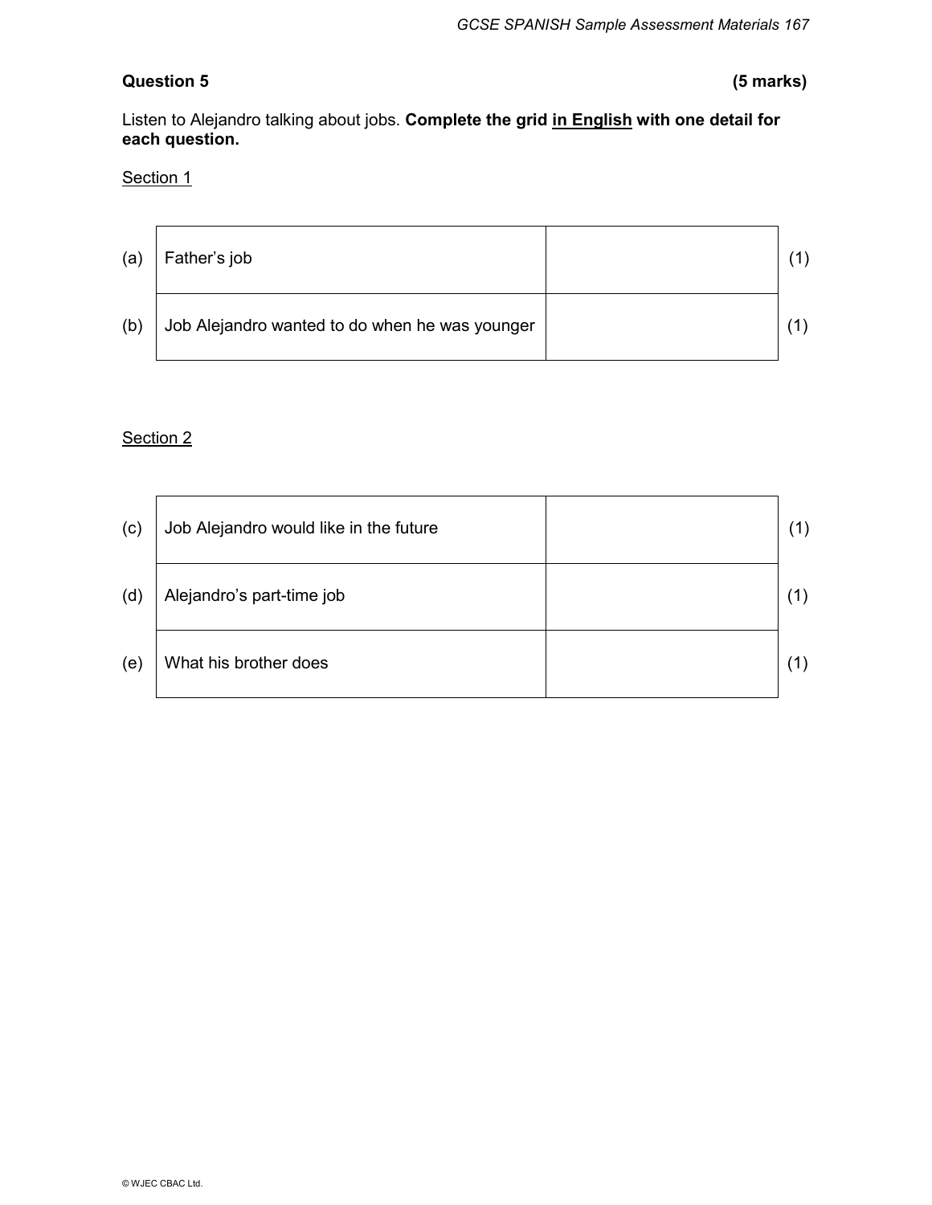**Question 5** **(5 marks)**

Listen to Alejandro talking about jobs. **Complete the grid in English with one detail for each question.**

Section 1

| | | | |
|---|---|---|---|
| (a) | Father's job | | (1) |
| (b) | Job Alejandro wanted to do when he was younger | | (1) |

Section 2

| | | | |
|---|---|---|---|
| (c) | Job Alejandro would like in the future | | (1) |
| (d) | Alejandro's part-time job | | (1) |
| (e) | What his brother does | | (1) |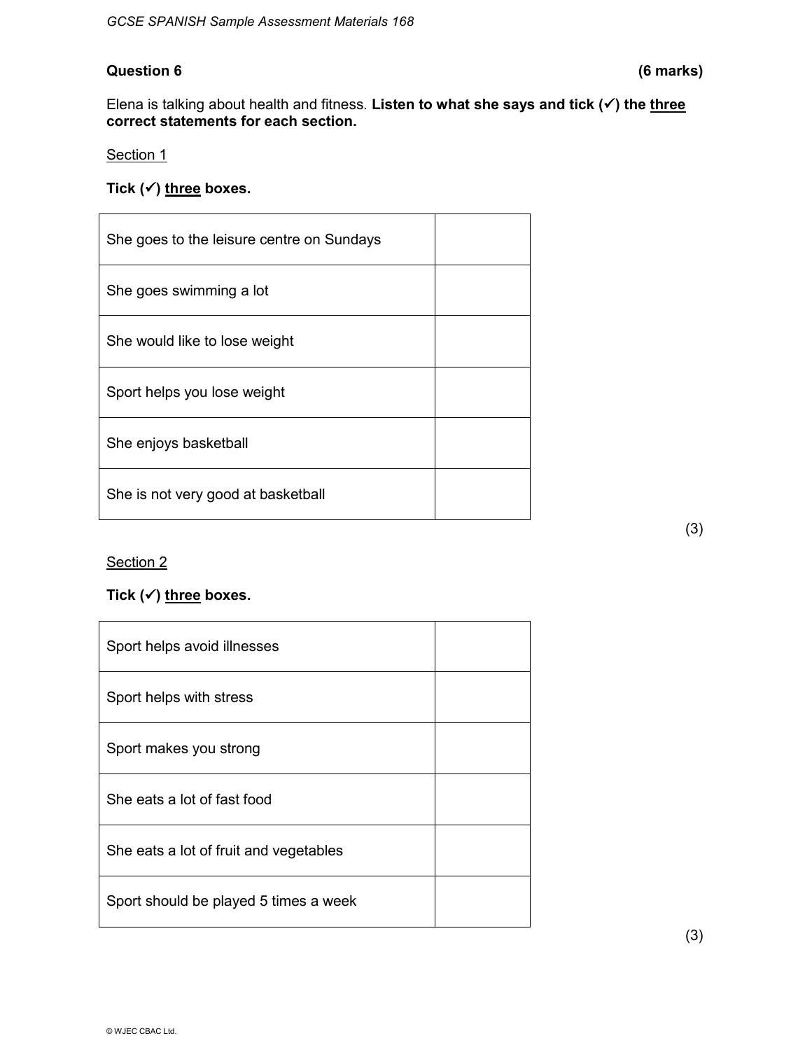**Question 6** **(6 marks)**

Elena is talking about health and fitness. **Listen to what she says and tick (✓) the three correct statements for each section.**

Section 1

**Tick (✓) three boxes.**

| | |
|---|---|
| She goes to the leisure centre on Sundays | |
| She goes swimming a lot | |
| She would like to lose weight | |
| Sport helps you lose weight | |
| She enjoys basketball | |
| She is not very good at basketball | |

(3)

Section 2

**Tick (✓) three boxes.**

| | |
|---|---|
| Sport helps avoid illnesses | |
| Sport helps with stress | |
| Sport makes you strong | |
| She eats a lot of fast food | |
| She eats a lot of fruit and vegetables | |
| Sport should be played 5 times a week | |

(3)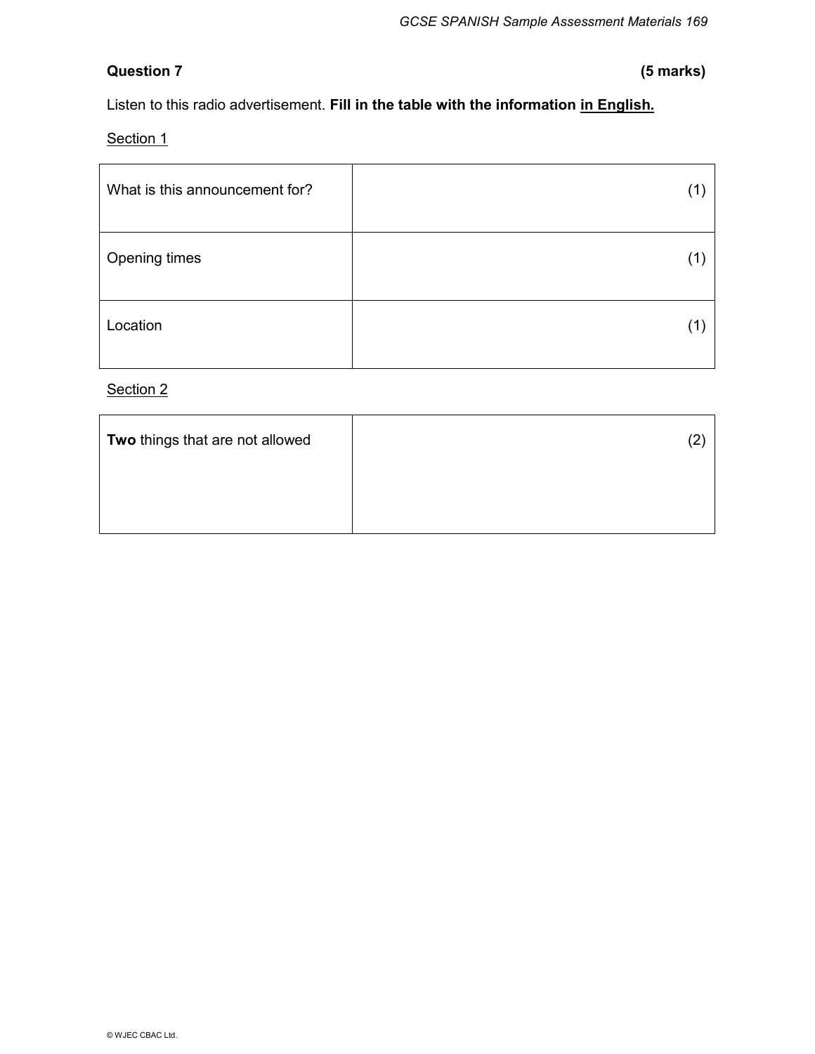**Question 7** **(5 marks)**

Listen to this radio advertisement. **Fill in the table with the information <u>in English.</u>**

<u>Section 1</u>

| | |
|---|---|
| What is this announcement for? | (1) |
| Opening times | (1) |
| Location | (1) |

<u>Section 2</u>

| | |
|---|---|
| **Two** things that are not allowed | (2) |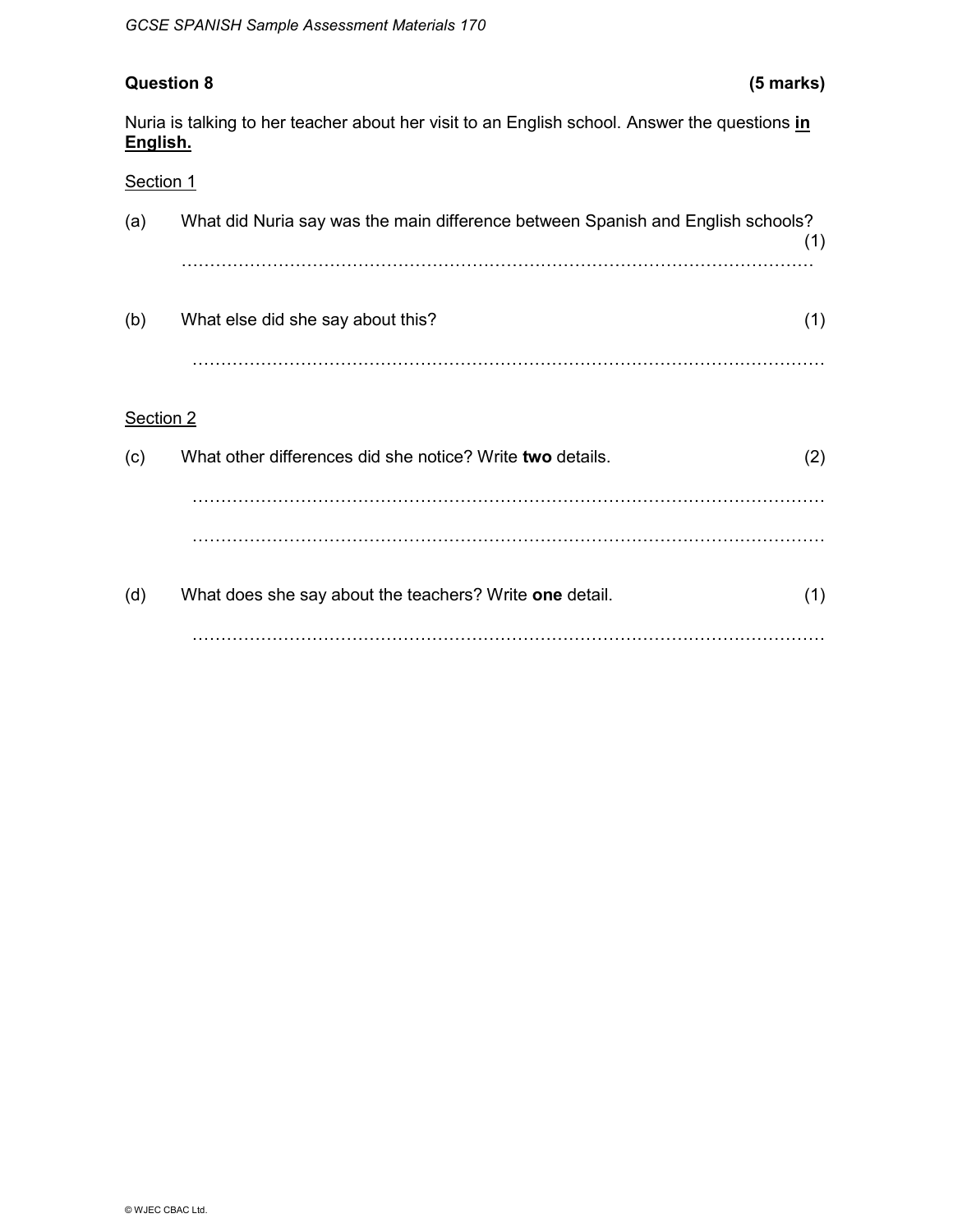## Question 8 **(5 marks)**

Nuria is talking to her teacher about her visit to an English school. Answer the questions **in English.**

Section 1

(a) What did Nuria say was the main difference between Spanish and English schools? (1)

……………………………………………………………………………………………………

(b) What else did she say about this? (1)

……………………………………………………………………………………………………

Section 2

(c) What other differences did she notice? Write **two** details. (2)

……………………………………………………………………………………………………

……………………………………………………………………………………………………

(d) What does she say about the teachers? Write **one** detail. (1)

……………………………………………………………………………………………………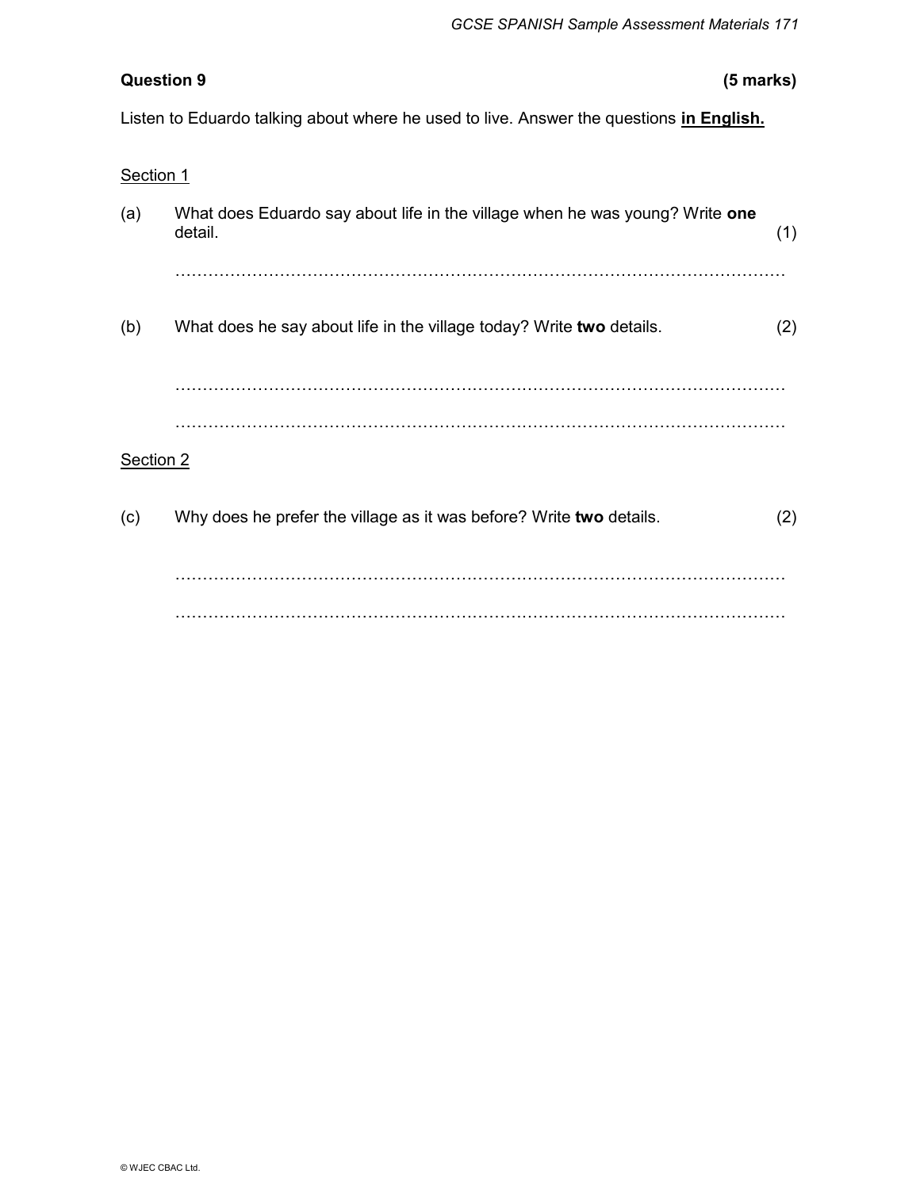**Question 9** **(5 marks)**

Listen to Eduardo talking about where he used to live. Answer the questions **in English.**

Section 1

(a) What does Eduardo say about life in the village when he was young? Write **one** detail. (1)

…………………………………………………………………………………………………………

(b) What does he say about life in the village today? Write **two** details. (2)

…………………………………………………………………………………………………………

…………………………………………………………………………………………………………

Section 2

(c) Why does he prefer the village as it was before? Write **two** details. (2)

…………………………………………………………………………………………………………

…………………………………………………………………………………………………………

© WJEC CBAC Ltd.